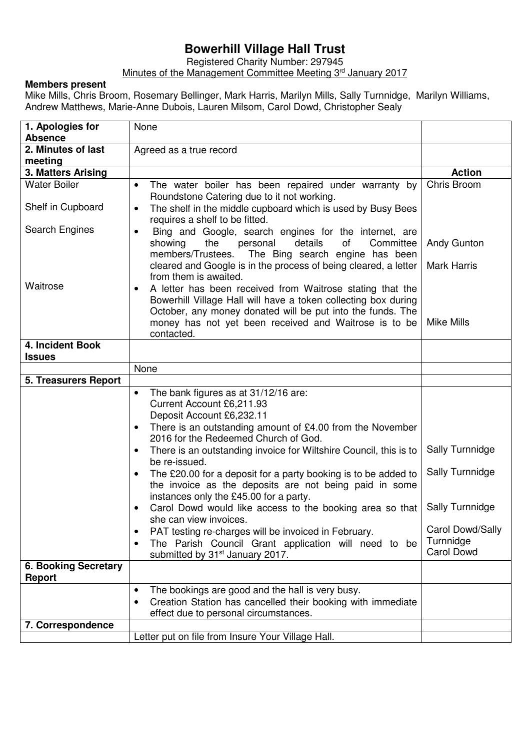# Bowerhill Village Hall Trust

Registered Charity Number: 297945

Minutes of the Management Committee Meeting 3rd January 2017

**Members present**

Mike Mills, Chris Broom, Rosemary Bellinger, Mark Harris, Marilyn Mills, Sally Turnnidge, Marilyn Williams, Andrew Matthews, Marie-Anne Dubois, Lauren Milsom, Carol Dowd, Christopher Sealy

| | | |
|---|---|---|
| **1. Apologies for Absence** | None | |
| **2. Minutes of last meeting** | Agreed as a true record | |
| **3. Matters Arising** | | **Action** |
| Water Boiler | • The water boiler has been repaired under warranty by Roundstone Catering due to it not working. | Chris Broom |
| Shelf in Cupboard | • The shelf in the middle cupboard which is used by Busy Bees requires a shelf to be fitted. | Andy Gunton |
| Search Engines | • Bing and Google, search engines for the internet, are showing the personal details of Committee members/Trustees. The Bing search engine has been cleared and Google is in the process of being cleared, a letter from them is awaited. | Mark Harris |
| Waitrose | • A letter has been received from Waitrose stating that the Bowerhill Village Hall will have a token collecting box during October, any money donated will be put into the funds. The money has not yet been received and Waitrose is to be contacted. | Mike Mills |
| **4. Incident Book Issues** | | |
| | None | |
| **5. Treasurers Report** | | |
| | • The bank figures as at 31/12/16 are:<br>Current Account £6,211.93<br>Deposit Account £6,232.11<br>• There is an outstanding amount of £4.00 from the November 2016 for the Redeemed Church of God.<br>• There is an outstanding invoice for Wiltshire Council, this is to be re-issued.<br>• The £20.00 for a deposit for a party booking is to be added to the invoice as the deposits are not being paid in some instances only the £45.00 for a party.<br>• Carol Dowd would like access to the booking area so that she can view invoices.<br>• PAT testing re-charges will be invoiced in February.<br>• The Parish Council Grant application will need to be submitted by 31st January 2017. | Sally Turnnidge<br>Sally Turnnidge<br>Sally Turnnidge<br>Carol Dowd/Sally Turnnidge<br>Carol Dowd |
| **6. Booking Secretary Report** | | |
| | • The bookings are good and the hall is very busy.<br>• Creation Station has cancelled their booking with immediate effect due to personal circumstances. | |
| **7. Correspondence** | | |
| | Letter put on file from Insure Your Village Hall. | |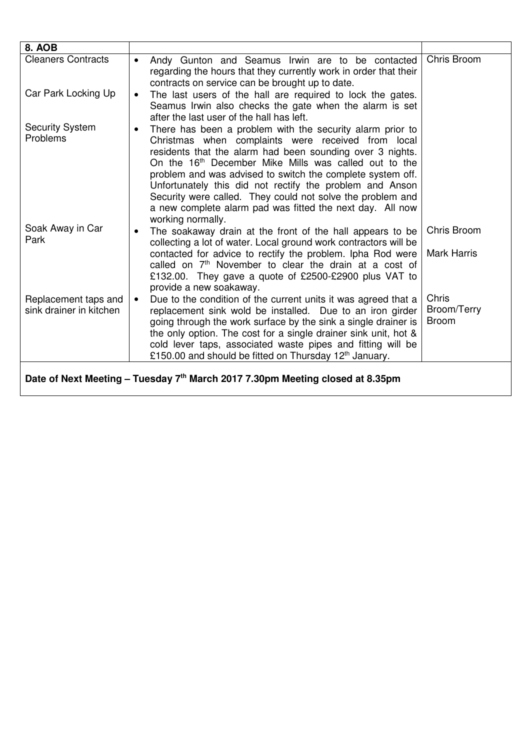| 8. AOB | | |
|---|---|---|
| Cleaners Contracts | • Andy Gunton and Seamus Irwin are to be contacted regarding the hours that they currently work in order that their contracts on service can be brought up to date. | Chris Broom |
| Car Park Locking Up | • The last users of the hall are required to lock the gates. Seamus Irwin also checks the gate when the alarm is set after the last user of the hall has left. | |
| Security System Problems | • There has been a problem with the security alarm prior to Christmas when complaints were received from local residents that the alarm had been sounding over 3 nights. On the 16th December Mike Mills was called out to the problem and was advised to switch the complete system off. Unfortunately this did not rectify the problem and Anson Security were called. They could not solve the problem and a new complete alarm pad was fitted the next day. All now working normally. | |
| Soak Away in Car Park | • The soakaway drain at the front of the hall appears to be collecting a lot of water. Local ground work contractors will be contacted for advice to rectify the problem. Ipha Rod were called on 7th November to clear the drain at a cost of £132.00. They gave a quote of £2500-£2900 plus VAT to provide a new soakaway. | Chris Broom<br><br>Mark Harris |
| Replacement taps and sink drainer in kitchen | • Due to the condition of the current units it was agreed that a replacement sink wold be installed. Due to an iron girder going through the work surface by the sink a single drainer is the only option. The cost for a single drainer sink unit, hot & cold lever taps, associated waste pipes and fitting will be £150.00 and should be fitted on Thursday 12th January. | Chris Broom/Terry Broom |

**Date of Next Meeting – Tuesday 7th March 2017 7.30pm Meeting closed at 8.35pm**